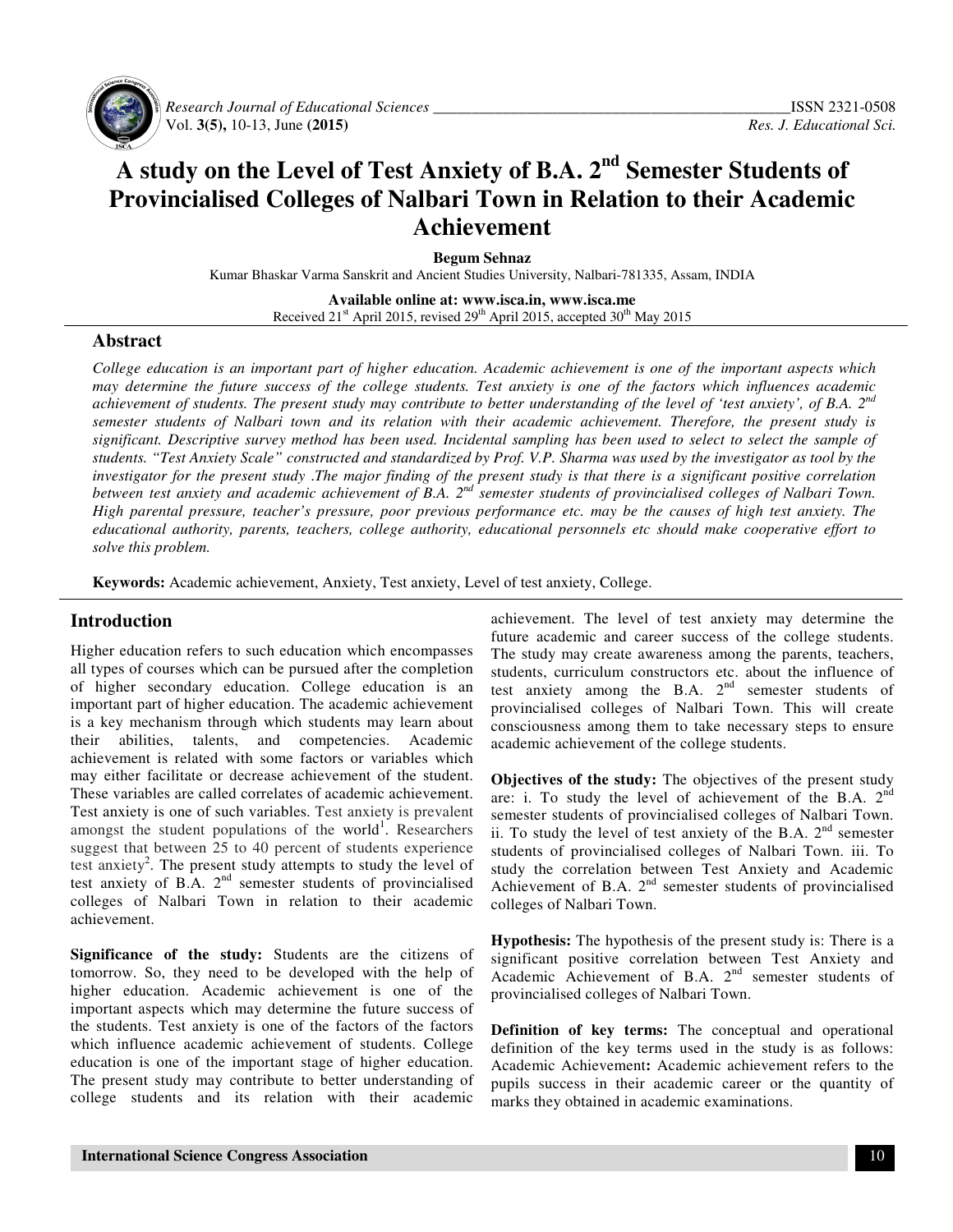# A study on the Level of Test Anxiety of B.A. 2nd Semester Students of Provincialised Colleges of Nalbari Town in Relation to their Academic Achievement

**Begum Sehnaz**

Kumar Bhaskar Varma Sanskrit and Ancient Studies University, Nalbari-781335, Assam, INDIA

**Available online at: www.isca.in, www.isca.me**

Received 21st April 2015, revised 29th April 2015, accepted 30th May 2015

## Abstract

*College education is an important part of higher education. Academic achievement is one of the important aspects which may determine the future success of the college students. Test anxiety is one of the factors which influences academic achievement of students. The present study may contribute to better understanding of the level of 'test anxiety', of B.A. 2nd semester students of Nalbari town and its relation with their academic achievement. Therefore, the present study is significant. Descriptive survey method has been used. Incidental sampling has been used to select to select the sample of students. "Test Anxiety Scale" constructed and standardized by Prof. V.P. Sharma was used by the investigator as tool by the investigator for the present study .The major finding of the present study is that there is a significant positive correlation between test anxiety and academic achievement of B.A. 2nd semester students of provincialised colleges of Nalbari Town. High parental pressure, teacher's pressure, poor previous performance etc. may be the causes of high test anxiety. The educational authority, parents, teachers, college authority, educational personnels etc should make cooperative effort to solve this problem.*

**Keywords:** Academic achievement, Anxiety, Test anxiety, Level of test anxiety, College.

## Introduction

Higher education refers to such education which encompasses all types of courses which can be pursued after the completion of higher secondary education. College education is an important part of higher education. The academic achievement is a key mechanism through which students may learn about their abilities, talents, and competencies. Academic achievement is related with some factors or variables which may either facilitate or decrease achievement of the student. These variables are called correlates of academic achievement. Test anxiety is one of such variables. Test anxiety is prevalent amongst the student populations of the world[1]. Researchers suggest that between 25 to 40 percent of students experience test anxiety[2]. The present study attempts to study the level of test anxiety of B.A. 2nd semester students of provincialised colleges of Nalbari Town in relation to their academic achievement.

**Significance of the study:** Students are the citizens of tomorrow. So, they need to be developed with the help of higher education. Academic achievement is one of the important aspects which may determine the future success of the students. Test anxiety is one of the factors of the factors which influence academic achievement of students. College education is one of the important stage of higher education. The present study may contribute to better understanding of college students and its relation with their academic achievement. The level of test anxiety may determine the future academic and career success of the college students. The study may create awareness among the parents, teachers, students, curriculum constructors etc. about the influence of test anxiety among the B.A. 2nd semester students of provincialised colleges of Nalbari Town. This will create consciousness among them to take necessary steps to ensure academic achievement of the college students.

**Objectives of the study:** The objectives of the present study are: i. To study the level of achievement of the B.A. 2nd semester students of provincialised colleges of Nalbari Town. ii. To study the level of test anxiety of the B.A. 2nd semester students of provincialised colleges of Nalbari Town. iii. To study the correlation between Test Anxiety and Academic Achievement of B.A. 2nd semester students of provincialised colleges of Nalbari Town.

**Hypothesis:** The hypothesis of the present study is: There is a significant positive correlation between Test Anxiety and Academic Achievement of B.A. 2nd semester students of provincialised colleges of Nalbari Town.

**Definition of key terms:** The conceptual and operational definition of the key terms used in the study is as follows: Academic Achievement**:** Academic achievement refers to the pupils success in their academic career or the quantity of marks they obtained in academic examinations.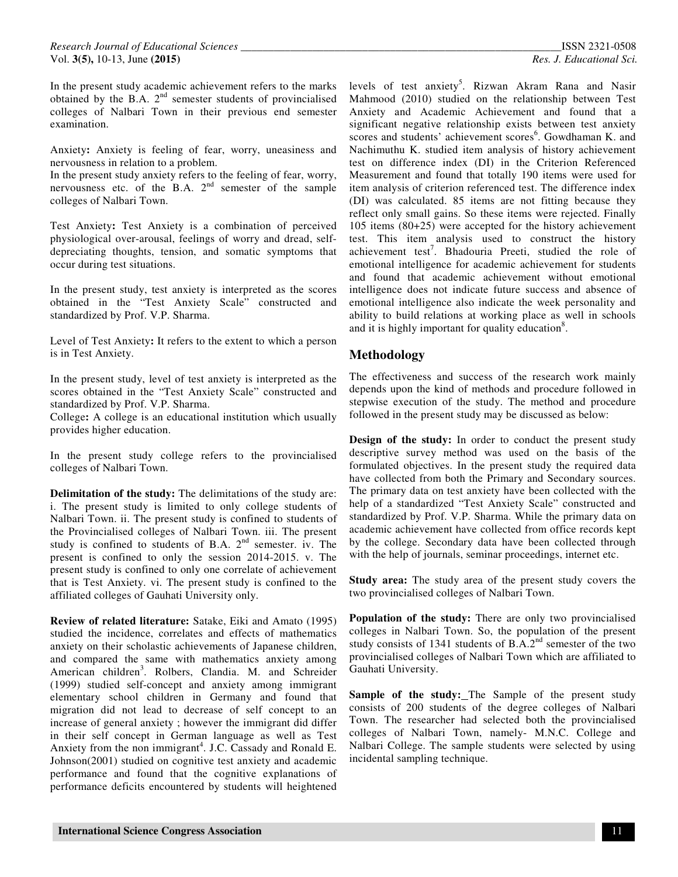In the present study academic achievement refers to the marks obtained by the B.A. 2nd semester students of provincialised colleges of Nalbari Town in their previous end semester examination.

Anxiety**:** Anxiety is feeling of fear, worry, uneasiness and nervousness in relation to a problem.

In the present study anxiety refers to the feeling of fear, worry, nervousness etc. of the B.A. 2nd semester of the sample colleges of Nalbari Town.

Test Anxiety**:** Test Anxiety is a combination of perceived physiological over-arousal, feelings of worry and dread, self-depreciating thoughts, tension, and somatic symptoms that occur during test situations.

In the present study, test anxiety is interpreted as the scores obtained in the "Test Anxiety Scale" constructed and standardized by Prof. V.P. Sharma.

Level of Test Anxiety**:** It refers to the extent to which a person is in Test Anxiety.

In the present study, level of test anxiety is interpreted as the scores obtained in the "Test Anxiety Scale" constructed and standardized by Prof. V.P. Sharma.

College**:** A college is an educational institution which usually provides higher education.

In the present study college refers to the provincialised colleges of Nalbari Town.

**Delimitation of the study:** The delimitations of the study are: i. The present study is limited to only college students of Nalbari Town. ii. The present study is confined to students of the Provincialised colleges of Nalbari Town. iii. The present study is confined to students of B.A. 2nd semester. iv. The present is confined to only the session 2014-2015. v. The present study is confined to only one correlate of achievement that is Test Anxiety. vi. The present study is confined to the affiliated colleges of Gauhati University only.

**Review of related literature:** Satake, Eiki and Amato (1995) studied the incidence, correlates and effects of mathematics anxiety on their scholastic achievements of Japanese children, and compared the same with mathematics anxiety among American children[3]. Rolbers, Clandia. M. and Schreider (1999) studied self-concept and anxiety among immigrant elementary school children in Germany and found that migration did not lead to decrease of self concept to an increase of general anxiety ; however the immigrant did differ in their self concept in German language as well as Test Anxiety from the non immigrant[4]. J.C. Cassady and Ronald E. Johnson(2001) studied on cognitive test anxiety and academic performance and found that the cognitive explanations of performance deficits encountered by students will heightened levels of test anxiety[5]. Rizwan Akram Rana and Nasir Mahmood (2010) studied on the relationship between Test Anxiety and Academic Achievement and found that a significant negative relationship exists between test anxiety scores and students' achievement scores[6]. Gowdhaman K. and Nachimuthu K. studied item analysis of history achievement test on difference index (DI) in the Criterion Referenced Measurement and found that totally 190 items were used for item analysis of criterion referenced test. The difference index (DI) was calculated. 85 items are not fitting because they reflect only small gains. So these items were rejected. Finally 105 items (80+25) were accepted for the history achievement test. This item analysis used to construct the history achievement test[7]. Bhadouria Preeti, studied the role of emotional intelligence for academic achievement for students and found that academic achievement without emotional intelligence does not indicate future success and absence of emotional intelligence also indicate the week personality and ability to build relations at working place as well in schools and it is highly important for quality education[8].

## Methodology

The effectiveness and success of the research work mainly depends upon the kind of methods and procedure followed in stepwise execution of the study. The method and procedure followed in the present study may be discussed as below:

**Design of the study:** In order to conduct the present study descriptive survey method was used on the basis of the formulated objectives. In the present study the required data have collected from both the Primary and Secondary sources. The primary data on test anxiety have been collected with the help of a standardized "Test Anxiety Scale" constructed and standardized by Prof. V.P. Sharma. While the primary data on academic achievement have collected from office records kept by the college. Secondary data have been collected through with the help of journals, seminar proceedings, internet etc.

**Study area:** The study area of the present study covers the two provincialised colleges of Nalbari Town.

**Population of the study:** There are only two provincialised colleges in Nalbari Town. So, the population of the present study consists of 1341 students of B.A.2nd semester of the two provincialised colleges of Nalbari Town which are affiliated to Gauhati University.

**Sample of the study:** The Sample of the present study consists of 200 students of the degree colleges of Nalbari Town. The researcher had selected both the provincialised colleges of Nalbari Town, namely- M.N.C. College and Nalbari College. The sample students were selected by using incidental sampling technique.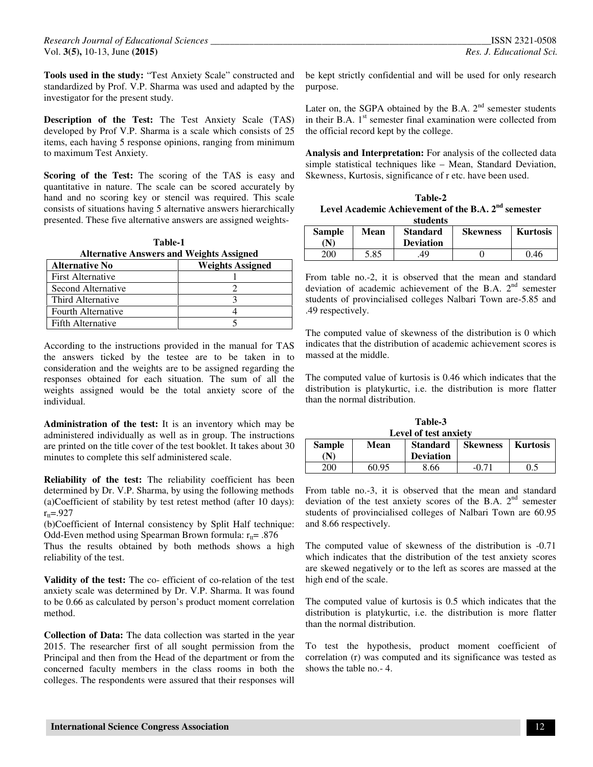**Tools used in the study:** "Test Anxiety Scale" constructed and standardized by Prof. V.P. Sharma was used and adapted by the investigator for the present study.

**Description of the Test:** The Test Anxiety Scale (TAS) developed by Prof V.P. Sharma is a scale which consists of 25 items, each having 5 response opinions, ranging from minimum to maximum Test Anxiety.

**Scoring of the Test:** The scoring of the TAS is easy and quantitative in nature. The scale can be scored accurately by hand and no scoring key or stencil was required. This scale consists of situations having 5 alternative answers hierarchically presented. These five alternative answers are assigned weights-

**Table-1**
**Alternative Answers and Weights Assigned**

| Alternative No | Weights Assigned |
|---|---|
| First Alternative | 1 |
| Second Alternative | 2 |
| Third Alternative | 3 |
| Fourth Alternative | 4 |
| Fifth Alternative | 5 |

According to the instructions provided in the manual for TAS the answers ticked by the testee are to be taken in to consideration and the weights are to be assigned regarding the responses obtained for each situation. The sum of all the weights assigned would be the total anxiety score of the individual.

**Administration of the test:** It is an inventory which may be administered individually as well as in group. The instructions are printed on the title cover of the test booklet. It takes about 30 minutes to complete this self administered scale.

**Reliability of the test:** The reliability coefficient has been determined by Dr. V.P. Sharma, by using the following methods (a)Coefficient of stability by test retest method (after 10 days): $r_{tt}$=.927
(b)Coefficient of Internal consistency by Split Half technique: Odd-Even method using Spearman Brown formula: $r_{tt}$= .876
Thus the results obtained by both methods shows a high reliability of the test.

**Validity of the test:** The co- efficient of co-relation of the test anxiety scale was determined by Dr. V.P. Sharma. It was found to be 0.66 as calculated by person's product moment correlation method.

**Collection of Data:** The data collection was started in the year 2015. The researcher first of all sought permission from the Principal and then from the Head of the department or from the concerned faculty members in the class rooms in both the colleges. The respondents were assured that their responses will be kept strictly confidential and will be used for only research purpose.

Later on, the SGPA obtained by the B.A. 2nd semester students in their B.A. 1st semester final examination were collected from the official record kept by the college.

**Analysis and Interpretation:** For analysis of the collected data simple statistical techniques like – Mean, Standard Deviation, Skewness, Kurtosis, significance of r etc. have been used.

**Table-2**
**Level Academic Achievement of the B.A. 2nd semester students**

| Sample (N) | Mean | Standard Deviation | Skewness | Kurtosis |
|---|---|---|---|---|
| 200 | 5.85 | .49 | 0 | 0.46 |

From table no.-2, it is observed that the mean and standard deviation of academic achievement of the B.A. 2nd semester students of provincialised colleges Nalbari Town are-5.85 and .49 respectively.

The computed value of skewness of the distribution is 0 which indicates that the distribution of academic achievement scores is massed at the middle.

The computed value of kurtosis is 0.46 which indicates that the distribution is platykurtic, i.e. the distribution is more flatter than the normal distribution.

**Table-3**
**Level of test anxiety**

| Sample (N) | Mean | Standard Deviation | Skewness | Kurtosis |
|---|---|---|---|---|
| 200 | 60.95 | 8.66 | -0.71 | 0.5 |

From table no.-3, it is observed that the mean and standard deviation of the test anxiety scores of the B.A. 2nd semester students of provincialised colleges of Nalbari Town are 60.95 and 8.66 respectively.

The computed value of skewness of the distribution is -0.71 which indicates that the distribution of the test anxiety scores are skewed negatively or to the left as scores are massed at the high end of the scale.

The computed value of kurtosis is 0.5 which indicates that the distribution is platykurtic, i.e. the distribution is more flatter than the normal distribution.

To test the hypothesis, product moment coefficient of correlation (r) was computed and its significance was tested as shows the table no.- 4.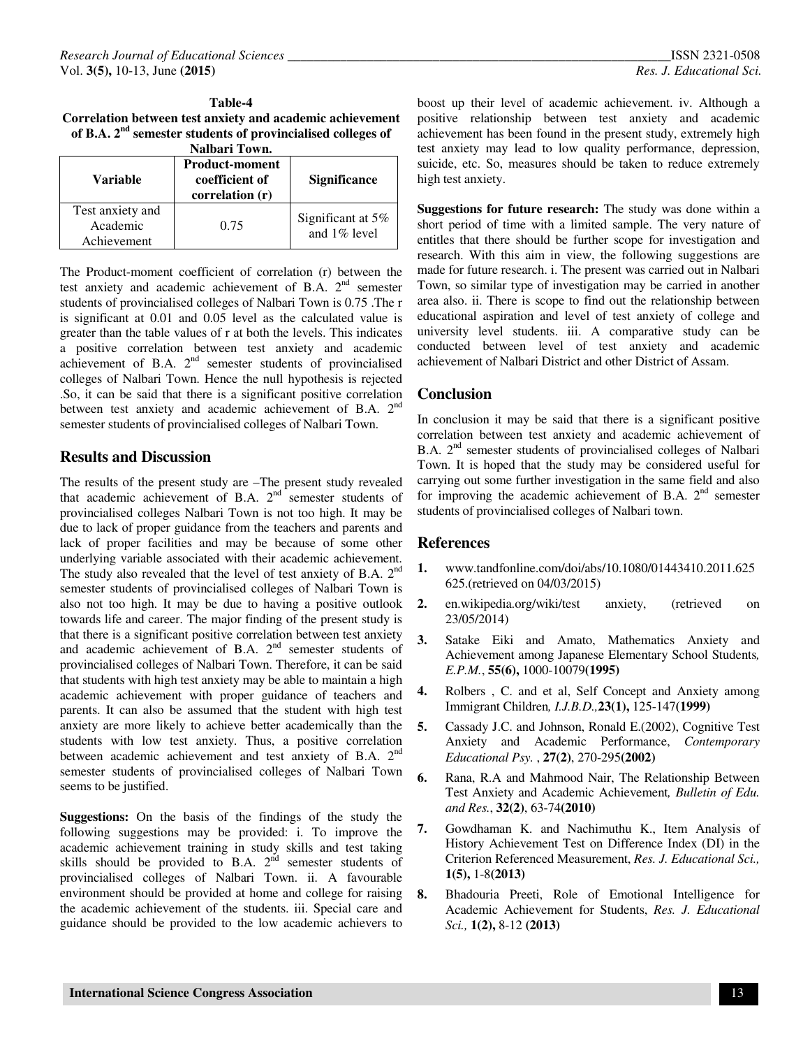**Table-4**
**Correlation between test anxiety and academic achievement of B.A. 2nd semester students of provincialised colleges of Nalbari Town.**

| Variable | Product-moment coefficient of correlation (r) | Significance |
|---|---|---|
| Test anxiety and Academic Achievement | 0.75 | Significant at 5% and 1% level |

The Product-moment coefficient of correlation (r) between the test anxiety and academic achievement of B.A. 2nd semester students of provincialised colleges of Nalbari Town is 0.75 .The r is significant at 0.01 and 0.05 level as the calculated value is greater than the table values of r at both the levels. This indicates a positive correlation between test anxiety and academic achievement of B.A. 2nd semester students of provincialised colleges of Nalbari Town. Hence the null hypothesis is rejected .So, it can be said that there is a significant positive correlation between test anxiety and academic achievement of B.A. 2nd semester students of provincialised colleges of Nalbari Town.

## Results and Discussion

The results of the present study are –The present study revealed that academic achievement of B.A. 2nd semester students of provincialised colleges Nalbari Town is not too high. It may be due to lack of proper guidance from the teachers and parents and lack of proper facilities and may be because of some other underlying variable associated with their academic achievement. The study also revealed that the level of test anxiety of B.A. 2nd semester students of provincialised colleges of Nalbari Town is also not too high. It may be due to having a positive outlook towards life and career. The major finding of the present study is that there is a significant positive correlation between test anxiety and academic achievement of B.A. 2nd semester students of provincialised colleges of Nalbari Town. Therefore, it can be said that students with high test anxiety may be able to maintain a high academic achievement with proper guidance of teachers and parents. It can also be assumed that the student with high test anxiety are more likely to achieve better academically than the students with low test anxiety. Thus, a positive correlation between academic achievement and test anxiety of B.A. 2nd semester students of provincialised colleges of Nalbari Town seems to be justified.

**Suggestions:** On the basis of the findings of the study the following suggestions may be provided: i. To improve the academic achievement training in study skills and test taking skills should be provided to B.A. 2nd semester students of provincialised colleges of Nalbari Town. ii. A favourable environment should be provided at home and college for raising the academic achievement of the students. iii. Special care and guidance should be provided to the low academic achievers to boost up their level of academic achievement. iv. Although a positive relationship between test anxiety and academic achievement has been found in the present study, extremely high test anxiety may lead to low quality performance, depression, suicide, etc. So, measures should be taken to reduce extremely high test anxiety.

**Suggestions for future research:** The study was done within a short period of time with a limited sample. The very nature of entitles that there should be further scope for investigation and research. With this aim in view, the following suggestions are made for future research. i. The present was carried out in Nalbari Town, so similar type of investigation may be carried in another area also. ii. There is scope to find out the relationship between educational aspiration and level of test anxiety of college and university level students. iii. A comparative study can be conducted between level of test anxiety and academic achievement of Nalbari District and other District of Assam.

## Conclusion

In conclusion it may be said that there is a significant positive correlation between test anxiety and academic achievement of B.A. 2nd semester students of provincialised colleges of Nalbari Town. It is hoped that the study may be considered useful for carrying out some further investigation in the same field and also for improving the academic achievement of B.A. 2nd semester students of provincialised colleges of Nalbari town.

## References

1. www.tandfonline.com/doi/abs/10.1080/01443410.2011.625625.(retrieved on 04/03/2015)
2. en.wikipedia.org/wiki/test anxiety, (retrieved on 23/05/2014)
3. Satake Eiki and Amato, Mathematics Anxiety and Achievement among Japanese Elementary School Students, *E.P.M.*, **55(6),** 1000-10079**(1995)**
4. Rolbers , C. and et al, Self Concept and Anxiety among Immigrant Children, *I.J.B.D.,* **23(1),** 125-147**(1999)**
5. Cassady J.C. and Johnson, Ronald E.(2002), Cognitive Test Anxiety and Academic Performance, *Contemporary Educational Psy.* , **27(2)**, 270-295**(2002)**
6. Rana, R.A and Mahmood Nair, The Relationship Between Test Anxiety and Academic Achievement, *Bulletin of Edu. and Res.*, **32(2)**, 63-74**(2010)**
7. Gowdhaman K. and Nachimuthu K., Item Analysis of History Achievement Test on Difference Index (DI) in the Criterion Referenced Measurement, *Res. J. Educational Sci.,* **1(5),** 1-8**(2013)**
8. Bhadouria Preeti, Role of Emotional Intelligence for Academic Achievement for Students, *Res. J. Educational Sci.,* **1(2),** 8-12 **(2013)**